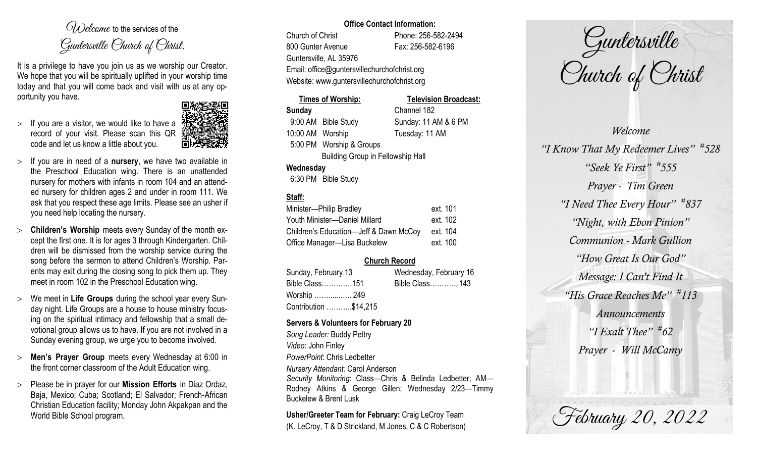# Welcome to the services of the Guntersville Church of Christ.

It is a privilege to have you join us as we worship our Creator. We hope that you will be spiritually uplifted in your worship time today and that you will come back and visit with us at any opportunity you have.

- If you are a visitor, we would like to have a record of your visit. Please scan this QR code and let us know a little about you.
- If you are in need of a **nursery**, we have two available in the Preschool Education wing. There is an unattended nursery for mothers with infants in room 104 and an attended nursery for children ages 2 and under in room 111. We ask that you respect these age limits. Please see an usher if you need help locating the nursery.
- **Children's Worship** meets every Sunday of the month except the first one. It is for ages 3 through Kindergarten. Children will be dismissed from the worship service during the song before the sermon to attend Children's Worship. Parents may exit during the closing song to pick them up. They meet in room 102 in the Preschool Education wing.
- We meet in **Life Groups** during the school year every Sunday night. Life Groups are a house to house ministry focusing on the spiritual intimacy and fellowship that a small devotional group allows us to have. If you are not involved in a Sunday evening group, we urge you to become involved.
- **Men's Prayer Group** meets every Wednesday at 6:00 in the front corner classroom of the Adult Education wing.
- Please be in prayer for our **Mission Efforts** in Diaz Ordaz, Baja, Mexico; Cuba; Scotland; El Salvador; French-African Christian Education facility; Monday John Akpakpan and the World Bible School program.

## Office Contact Information:

Church of Christ — Phone: 256-582-2494
800 Gunter Avenue — Fax: 256-582-6196
Guntersville, AL 35976
Email: office@guntersvillechurchofchrist.org
Website: www.guntersvillechurchofchrist.org

**Times of Worship:**

**Sunday**
9:00 AM Bible Study
10:00 AM Worship
5:00 PM Worship & Groups
Building Group in Fellowship Hall

**Wednesday**
6:30 PM Bible Study

**Television Broadcast:**

Channel 182
Sunday: 11 AM & 6 PM
Tuesday: 11 AM

**Staff:**

| | |
|---|---|
| Minister—Philip Bradley | ext. 101 |
| Youth Minister—Daniel Millard | ext. 102 |
| Children's Education—Jeff & Dawn McCoy | ext. 104 |
| Office Manager—Lisa Buckelew | ext. 100 |

**Church Record**

| Sunday, February 13 | Wednesday, February 16 |
|---|---|
| Bible Class............151 | Bible Class............143 |
| Worship ............ 249 | |
| Contribution ...........$14,215 | |

**Servers & Volunteers for February 20**

*Song Leader:* Buddy Pettry
*Video*: John Finley
*PowerPoint*: Chris Ledbetter
*Nursery Attendant:* Carol Anderson
*Security Monitoring*: Class—Chris & Belinda Ledbetter; AM—Rodney Atkins & George Gillen; Wednesday 2/23—Timmy Buckelew & Brent Lusk

**Usher/Greeter Team for February:** Craig LeCroy Team (K. LeCroy, T & D Strickland, M Jones, C & C Robertson)

# Guntersville Church of Christ

*Welcome*
*"I Know That My Redeemer Lives" #528*
*"Seek Ye First" #555*
*Prayer - Tim Green*
*"I Need Thee Every Hour" #837*
*"Night, with Ebon Pinion"*
*Communion - Mark Gullion*
*"How Great Is Our God"*
*Message: I Can't Find It*
*"His Grace Reaches Me" #113*
*Announcements*
*"I Exalt Thee" #62*
*Prayer - Will McCamy*

February 20, 2022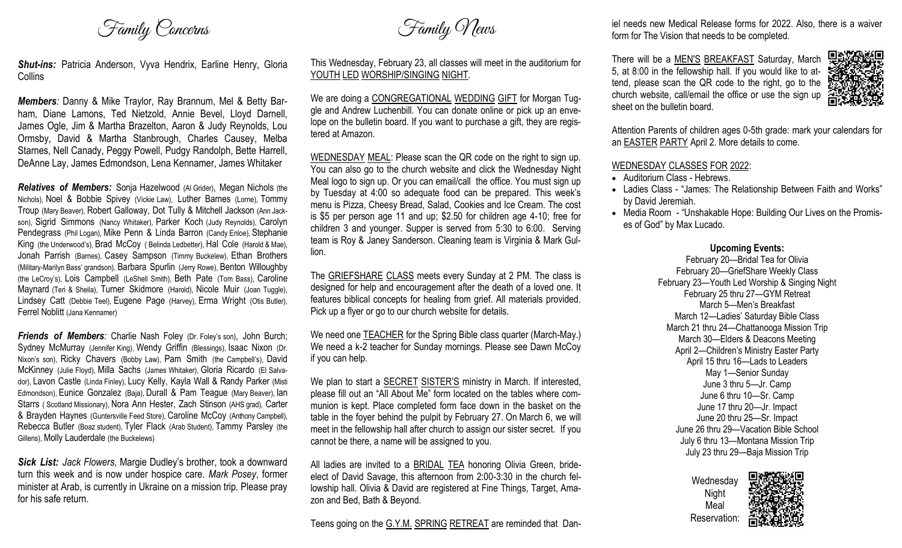# Family Concerns

***Shut-ins:*** Patricia Anderson, Vyva Hendrix, Earline Henry, Gloria Collins

***Members:*** Danny & Mike Traylor, Ray Brannum, Mel & Betty Barham, Diane Lamons, Ted Nietzold, Annie Bevel, Lloyd Darnell, James Ogle, Jim & Martha Brazelton, Aaron & Judy Reynolds, Lou Ormsby, David & Martha Stanbrough, Charles Causey, Melba Starnes, Nell Canady, Peggy Powell, Pudgy Randolph, Bette Harrell, DeAnne Lay, James Edmondson, Lena Kennamer, James Whitaker

***Relatives of Members:*** Sonja Hazelwood (Al Grider), Megan Nichols (the Nichols), Noel & Bobbie Spivey (Vickie Law), Luther Barnes (Lorne), Tommy Troup (Mary Beaver), Robert Galloway, Dot Tully & Mitchell Jackson (Ann Jackson), Sigrid Simmons (Nancy Whitaker), Parker Koch (Judy Reynolds), Carolyn Pendegrass (Phil Logan), Mike Penn & Linda Barron (Candy Enloe), Stephanie King (the Underwood's), Brad McCoy ( Belinda Ledbetter), Hal Cole (Harold & Mae), Jonah Parrish (Barnes), Casey Sampson (Timmy Buckelew), Ethan Brothers (Military-Marilyn Bass' grandson), Barbara Spurlin (Jerry Rowe), Benton Willoughby (the LeCroy's), Lois Campbell (LeShell Smith), Beth Pate (Tom Bass), Caroline Maynard (Teri & Sheila), Turner Skidmore (Harold), Nicole Muir (Joan Tuggle), Lindsey Catt (Debbie Teel), Eugene Page (Harvey), Erma Wright (Otis Butler), Ferrel Noblitt (Jana Kennamer)

***Friends of Members:*** Charlie Nash Foley (Dr. Foley's son), John Burch; Sydney McMurray (Jennifer King), Wendy Griffin (Blessings), Isaac Nixon (Dr. Nixon's son), Ricky Chavers (Bobby Law), Pam Smith (the Campbell's), David McKinney (Julie Floyd), Milla Sachs (James Whitaker), Gloria Ricardo (El Salvador), Lavon Castle (Linda Finley), Lucy Kelly, Kayla Wall & Randy Parker (Misti Edmondson), Eunice Gonzalez (Baja), Durall & Pam Teague (Mary Beaver), Ian Starrs ( Scotland Missionary), Nora Ann Hester, Zach Stinson (AHS grad), Carter & Brayden Haynes (Guntersville Feed Store), Caroline McCoy (Anthony Campbell), Rebecca Butler (Boaz student), Tyler Flack (Arab Student), Tammy Parsley (the Gillens), Molly Lauderdale (the Buckelews)

***Sick List:*** *Jack Flowers,* Margie Dudley's brother, took a downward turn this week and is now under hospice care. *Mark Posey*, former minister at Arab, is currently in Ukraine on a mission trip. Please pray for his safe return.

# Family News

This Wednesday, February 23, all classes will meet in the auditorium for YOUTH LED WORSHIP/SINGING NIGHT.

We are doing a CONGREGATIONAL WEDDING GIFT for Morgan Tuggle and Andrew Luchenbill. You can donate online or pick up an envelope on the bulletin board. If you want to purchase a gift, they are registered at Amazon.

WEDNESDAY MEAL: Please scan the QR code on the right to sign up. You can also go to the church website and click the Wednesday Night Meal logo to sign up. Or you can email/call the office. You must sign up by Tuesday at 4:00 so adequate food can be prepared. This week's menu is Pizza, Cheesy Bread, Salad, Cookies and Ice Cream. The cost is $5 per person age 11 and up; $2.50 for children age 4-10; free for children 3 and younger. Supper is served from 5:30 to 6:00. Serving team is Roy & Janey Sanderson. Cleaning team is Virginia & Mark Gullion.

The GRIEFSHARE CLASS meets every Sunday at 2 PM. The class is designed for help and encouragement after the death of a loved one. It features biblical concepts for healing from grief. All materials provided. Pick up a flyer or go to our church website for details.

We need one TEACHER for the Spring Bible class quarter (March-May.) We need a k-2 teacher for Sunday mornings. Please see Dawn McCoy if you can help.

We plan to start a SECRET SISTER'S ministry in March. If interested, please fill out an "All About Me" form located on the tables where communion is kept. Place completed form face down in the basket on the table in the foyer behind the pulpit by February 27. On March 6, we will meet in the fellowship hall after church to assign our sister secret. If you cannot be there, a name will be assigned to you.

All ladies are invited to a BRIDAL TEA honoring Olivia Green, bride-elect of David Savage, this afternoon from 2:00-3:30 in the church fellowship hall. Olivia & David are registered at Fine Things, Target, Amazon and Bed, Bath & Beyond.

Teens going on the G.Y.M. SPRING RETREAT are reminded that Daniel needs new Medical Release forms for 2022. Also, there is a waiver form for The Vision that needs to be completed.

There will be a MEN'S BREAKFAST Saturday, March 5, at 8:00 in the fellowship hall. If you would like to attend, please scan the QR code to the right, go to the church website, call/email the office or use the sign up sheet on the bulletin board.

Attention Parents of children ages 0-5th grade: mark your calendars for an EASTER PARTY April 2. More details to come.

WEDNESDAY CLASSES FOR 2022:

- Auditorium Class - Hebrews.
- Ladies Class - "James: The Relationship Between Faith and Works" by David Jeremiah.
- Media Room - "Unshakable Hope: Building Our Lives on the Promises of God" by Max Lucado.

**Upcoming Events:**

February 20—Bridal Tea for Olivia
February 20—GriefShare Weekly Class
February 23—Youth Led Worship & Singing Night
February 25 thru 27—GYM Retreat
March 5—Men's Breakfast
March 12—Ladies' Saturday Bible Class
March 21 thru 24—Chattanooga Mission Trip
March 30—Elders & Deacons Meeting
April 2—Children's Ministry Easter Party
April 15 thru 16—Lads to Leaders
May 1—Senior Sunday
June 3 thru 5—Jr. Camp
June 6 thru 10—Sr. Camp
June 17 thru 20—Jr. Impact
June 20 thru 25—Sr. Impact
June 26 thru 29—Vacation Bible School
July 6 thru 13—Montana Mission Trip
July 23 thru 29—Baja Mission Trip

Wednesday Night Meal Reservation: